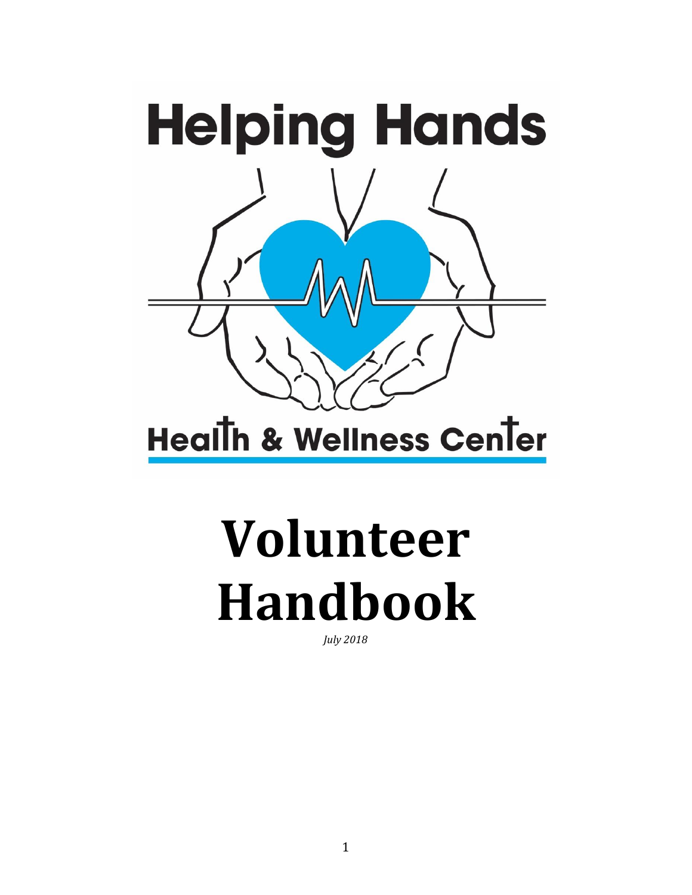# Helping Hands

## Health & Wellness Center

# Volunteer Handbook

*July 2018*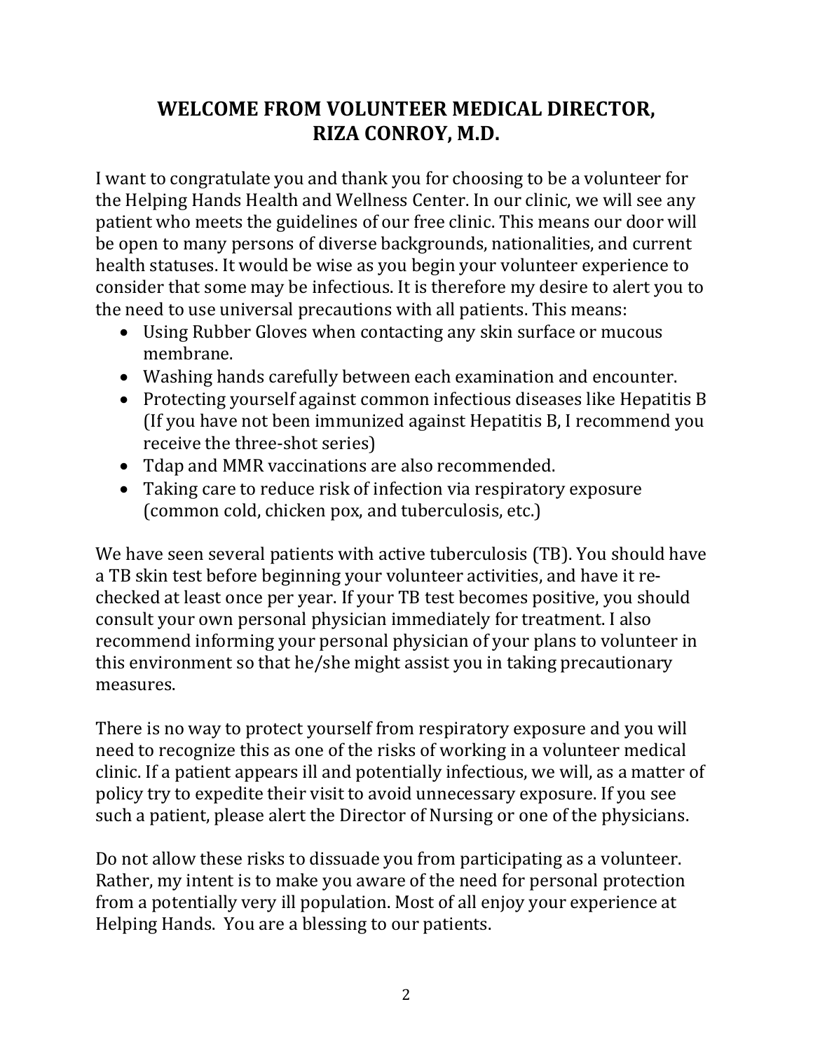## WELCOME FROM VOLUNTEER MEDICAL DIRECTOR, RIZA CONROY, M.D.

I want to congratulate you and thank you for choosing to be a volunteer for the Helping Hands Health and Wellness Center. In our clinic, we will see any patient who meets the guidelines of our free clinic. This means our door will be open to many persons of diverse backgrounds, nationalities, and current health statuses. It would be wise as you begin your volunteer experience to consider that some may be infectious. It is therefore my desire to alert you to the need to use universal precautions with all patients. This means:

- Using Rubber Gloves when contacting any skin surface or mucous membrane.
- Washing hands carefully between each examination and encounter.
- Protecting yourself against common infectious diseases like Hepatitis B (If you have not been immunized against Hepatitis B, I recommend you receive the three-shot series)
- Tdap and MMR vaccinations are also recommended.
- Taking care to reduce risk of infection via respiratory exposure (common cold, chicken pox, and tuberculosis, etc.)

We have seen several patients with active tuberculosis (TB). You should have a TB skin test before beginning your volunteer activities, and have it re-checked at least once per year. If your TB test becomes positive, you should consult your own personal physician immediately for treatment. I also recommend informing your personal physician of your plans to volunteer in this environment so that he/she might assist you in taking precautionary measures.

There is no way to protect yourself from respiratory exposure and you will need to recognize this as one of the risks of working in a volunteer medical clinic. If a patient appears ill and potentially infectious, we will, as a matter of policy try to expedite their visit to avoid unnecessary exposure. If you see such a patient, please alert the Director of Nursing or one of the physicians.

Do not allow these risks to dissuade you from participating as a volunteer. Rather, my intent is to make you aware of the need for personal protection from a potentially very ill population. Most of all enjoy your experience at Helping Hands. You are a blessing to our patients.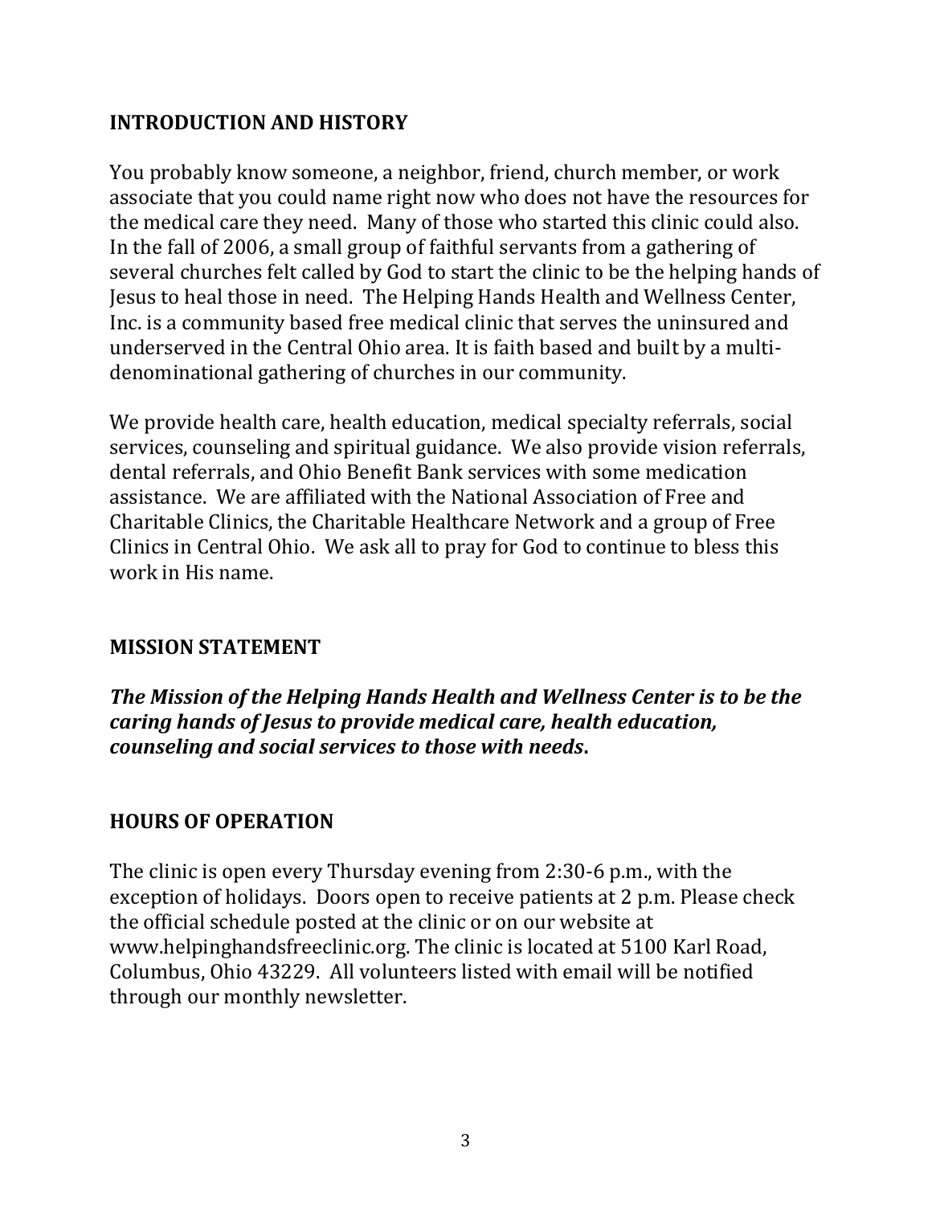## INTRODUCTION AND HISTORY

You probably know someone, a neighbor, friend, church member, or work associate that you could name right now who does not have the resources for the medical care they need. Many of those who started this clinic could also. In the fall of 2006, a small group of faithful servants from a gathering of several churches felt called by God to start the clinic to be the helping hands of Jesus to heal those in need. The Helping Hands Health and Wellness Center, Inc. is a community based free medical clinic that serves the uninsured and underserved in the Central Ohio area. It is faith based and built by a multi-denominational gathering of churches in our community.

We provide health care, health education, medical specialty referrals, social services, counseling and spiritual guidance. We also provide vision referrals, dental referrals, and Ohio Benefit Bank services with some medication assistance. We are affiliated with the National Association of Free and Charitable Clinics, the Charitable Healthcare Network and a group of Free Clinics in Central Ohio. We ask all to pray for God to continue to bless this work in His name.

## MISSION STATEMENT

***The Mission of the Helping Hands Health and Wellness Center is to be the caring hands of Jesus to provide medical care, health education, counseling and social services to those with needs.***

## HOURS OF OPERATION

The clinic is open every Thursday evening from 2:30-6 p.m., with the exception of holidays. Doors open to receive patients at 2 p.m. Please check the official schedule posted at the clinic or on our website at www.helpinghandsfreeclinic.org. The clinic is located at 5100 Karl Road, Columbus, Ohio 43229. All volunteers listed with email will be notified through our monthly newsletter.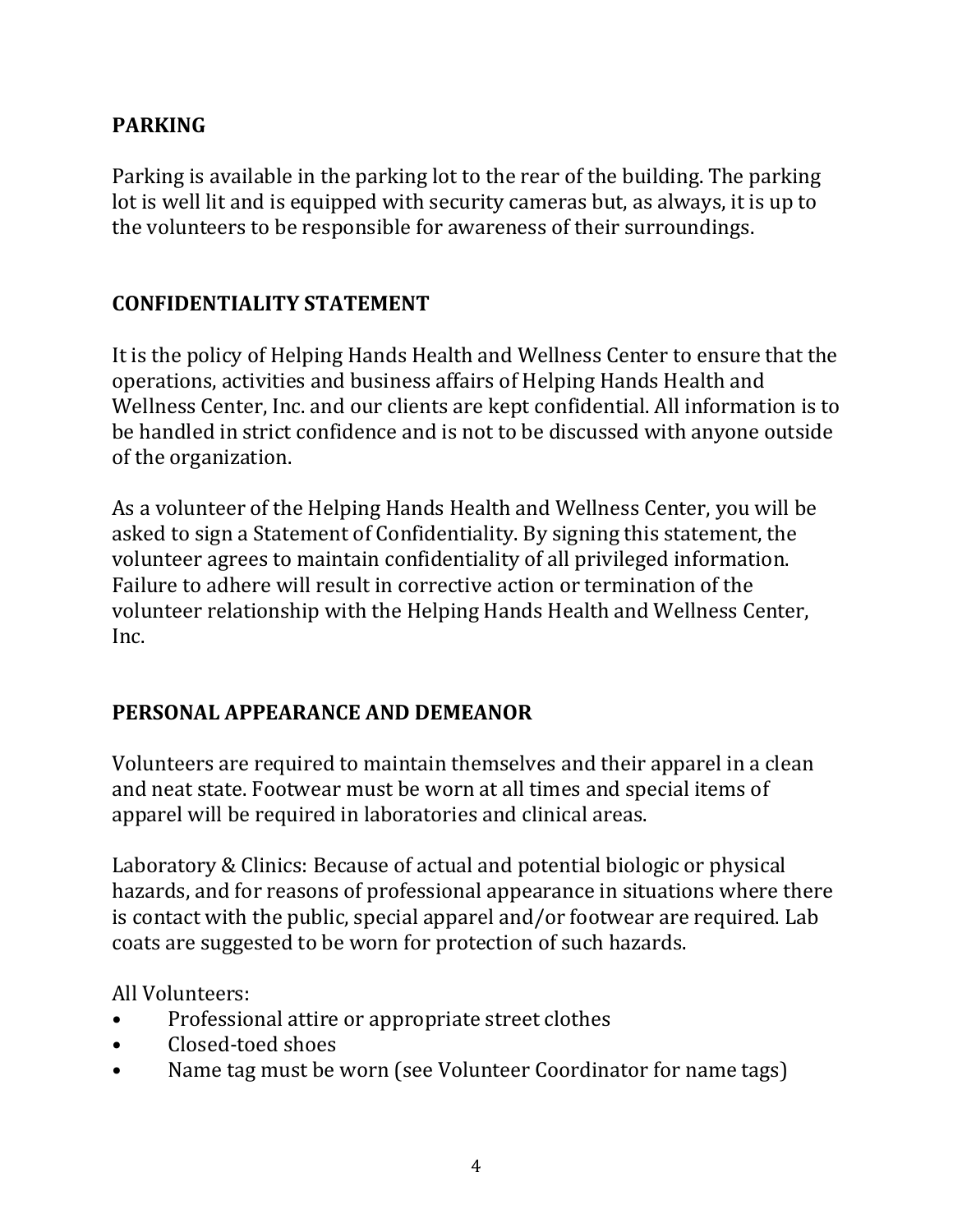## PARKING

Parking is available in the parking lot to the rear of the building. The parking lot is well lit and is equipped with security cameras but, as always, it is up to the volunteers to be responsible for awareness of their surroundings.

## CONFIDENTIALITY STATEMENT

It is the policy of Helping Hands Health and Wellness Center to ensure that the operations, activities and business affairs of Helping Hands Health and Wellness Center, Inc. and our clients are kept confidential. All information is to be handled in strict confidence and is not to be discussed with anyone outside of the organization.

As a volunteer of the Helping Hands Health and Wellness Center, you will be asked to sign a Statement of Confidentiality. By signing this statement, the volunteer agrees to maintain confidentiality of all privileged information. Failure to adhere will result in corrective action or termination of the volunteer relationship with the Helping Hands Health and Wellness Center, Inc.

## PERSONAL APPEARANCE AND DEMEANOR

Volunteers are required to maintain themselves and their apparel in a clean and neat state. Footwear must be worn at all times and special items of apparel will be required in laboratories and clinical areas.

Laboratory & Clinics: Because of actual and potential biologic or physical hazards, and for reasons of professional appearance in situations where there is contact with the public, special apparel and/or footwear are required. Lab coats are suggested to be worn for protection of such hazards.

All Volunteers:

- Professional attire or appropriate street clothes
- Closed-toed shoes
- Name tag must be worn (see Volunteer Coordinator for name tags)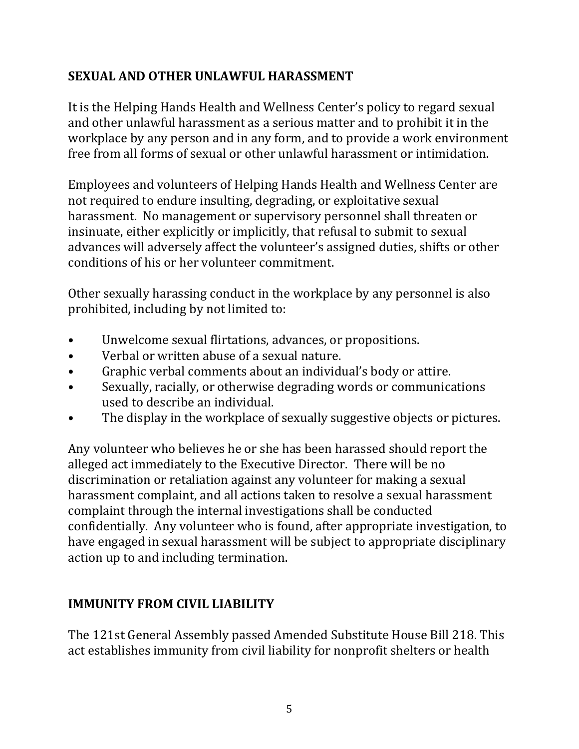## SEXUAL AND OTHER UNLAWFUL HARASSMENT

It is the Helping Hands Health and Wellness Center's policy to regard sexual and other unlawful harassment as a serious matter and to prohibit it in the workplace by any person and in any form, and to provide a work environment free from all forms of sexual or other unlawful harassment or intimidation.

Employees and volunteers of Helping Hands Health and Wellness Center are not required to endure insulting, degrading, or exploitative sexual harassment. No management or supervisory personnel shall threaten or insinuate, either explicitly or implicitly, that refusal to submit to sexual advances will adversely affect the volunteer's assigned duties, shifts or other conditions of his or her volunteer commitment.

Other sexually harassing conduct in the workplace by any personnel is also prohibited, including by not limited to:

- Unwelcome sexual flirtations, advances, or propositions.
- Verbal or written abuse of a sexual nature.
- Graphic verbal comments about an individual's body or attire.
- Sexually, racially, or otherwise degrading words or communications used to describe an individual.
- The display in the workplace of sexually suggestive objects or pictures.

Any volunteer who believes he or she has been harassed should report the alleged act immediately to the Executive Director. There will be no discrimination or retaliation against any volunteer for making a sexual harassment complaint, and all actions taken to resolve a sexual harassment complaint through the internal investigations shall be conducted confidentially. Any volunteer who is found, after appropriate investigation, to have engaged in sexual harassment will be subject to appropriate disciplinary action up to and including termination.

## IMMUNITY FROM CIVIL LIABILITY

The 121st General Assembly passed Amended Substitute House Bill 218. This act establishes immunity from civil liability for nonprofit shelters or health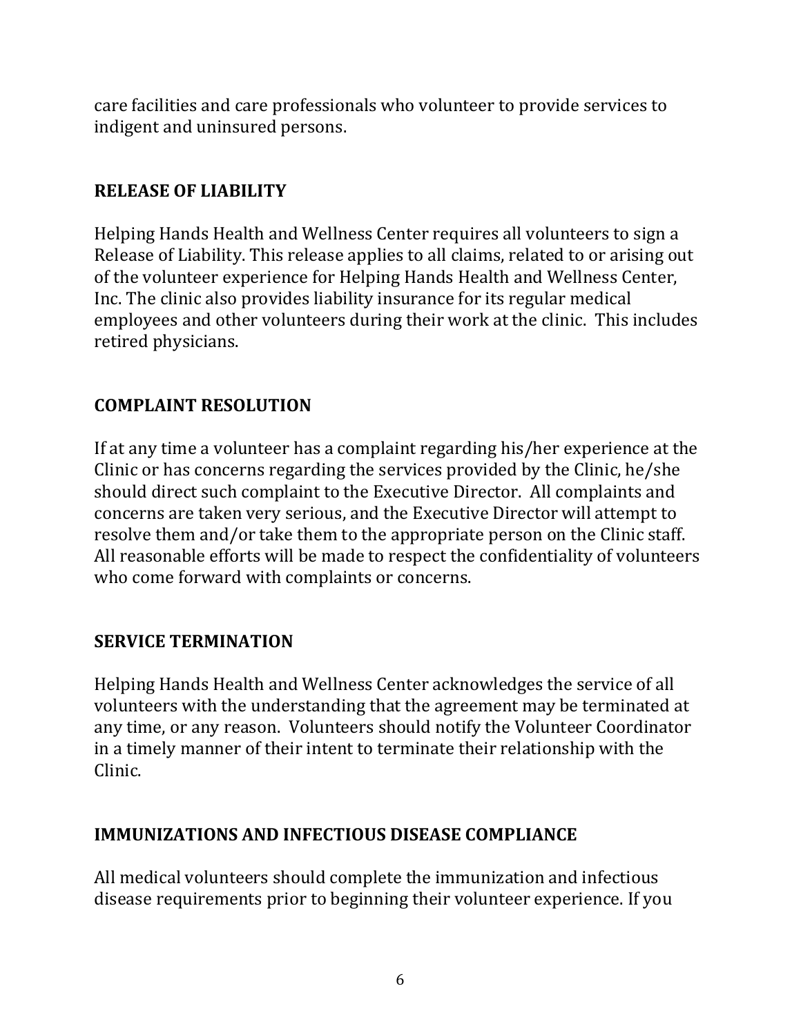care facilities and care professionals who volunteer to provide services to indigent and uninsured persons.

## RELEASE OF LIABILITY

Helping Hands Health and Wellness Center requires all volunteers to sign a Release of Liability. This release applies to all claims, related to or arising out of the volunteer experience for Helping Hands Health and Wellness Center, Inc. The clinic also provides liability insurance for its regular medical employees and other volunteers during their work at the clinic. This includes retired physicians.

## COMPLAINT RESOLUTION

If at any time a volunteer has a complaint regarding his/her experience at the Clinic or has concerns regarding the services provided by the Clinic, he/she should direct such complaint to the Executive Director. All complaints and concerns are taken very serious, and the Executive Director will attempt to resolve them and/or take them to the appropriate person on the Clinic staff. All reasonable efforts will be made to respect the confidentiality of volunteers who come forward with complaints or concerns.

## SERVICE TERMINATION

Helping Hands Health and Wellness Center acknowledges the service of all volunteers with the understanding that the agreement may be terminated at any time, or any reason. Volunteers should notify the Volunteer Coordinator in a timely manner of their intent to terminate their relationship with the Clinic.

## IMMUNIZATIONS AND INFECTIOUS DISEASE COMPLIANCE

All medical volunteers should complete the immunization and infectious disease requirements prior to beginning their volunteer experience. If you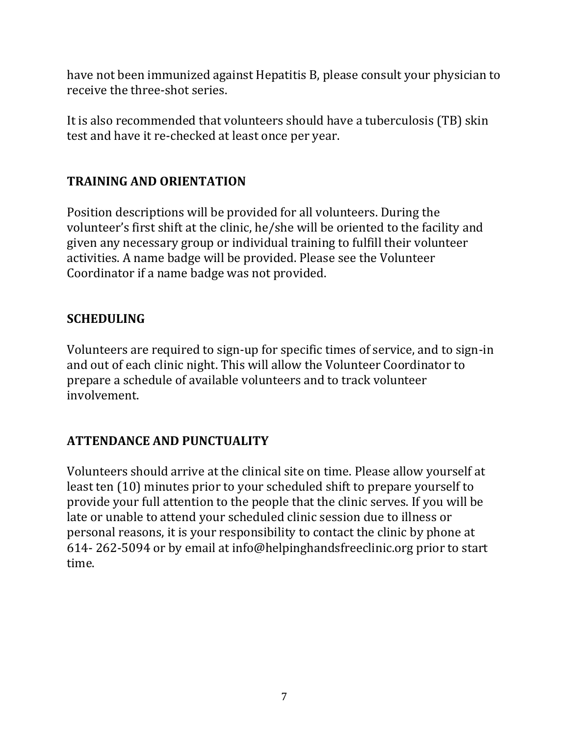have not been immunized against Hepatitis B, please consult your physician to receive the three-shot series.

It is also recommended that volunteers should have a tuberculosis (TB) skin test and have it re-checked at least once per year.

## TRAINING AND ORIENTATION

Position descriptions will be provided for all volunteers. During the volunteer's first shift at the clinic, he/she will be oriented to the facility and given any necessary group or individual training to fulfill their volunteer activities. A name badge will be provided. Please see the Volunteer Coordinator if a name badge was not provided.

## SCHEDULING

Volunteers are required to sign-up for specific times of service, and to sign-in and out of each clinic night. This will allow the Volunteer Coordinator to prepare a schedule of available volunteers and to track volunteer involvement.

## ATTENDANCE AND PUNCTUALITY

Volunteers should arrive at the clinical site on time. Please allow yourself at least ten (10) minutes prior to your scheduled shift to prepare yourself to provide your full attention to the people that the clinic serves. If you will be late or unable to attend your scheduled clinic session due to illness or personal reasons, it is your responsibility to contact the clinic by phone at 614- 262-5094 or by email at info@helpinghandsfreeclinic.org prior to start time.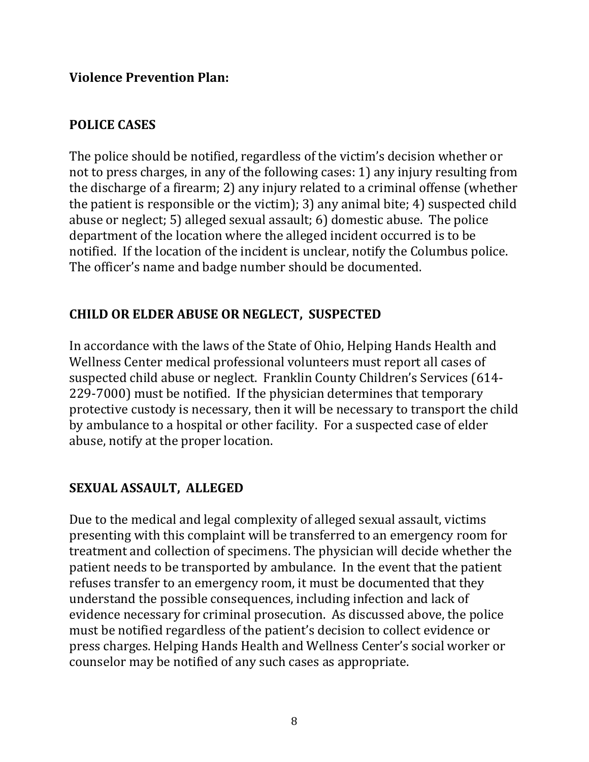**Violence Prevention Plan:**

## POLICE CASES

The police should be notified, regardless of the victim's decision whether or not to press charges, in any of the following cases: 1) any injury resulting from the discharge of a firearm; 2) any injury related to a criminal offense (whether the patient is responsible or the victim); 3) any animal bite; 4) suspected child abuse or neglect; 5) alleged sexual assault; 6) domestic abuse. The police department of the location where the alleged incident occurred is to be notified. If the location of the incident is unclear, notify the Columbus police. The officer's name and badge number should be documented.

## CHILD OR ELDER ABUSE OR NEGLECT, SUSPECTED

In accordance with the laws of the State of Ohio, Helping Hands Health and Wellness Center medical professional volunteers must report all cases of suspected child abuse or neglect. Franklin County Children's Services (614-229-7000) must be notified. If the physician determines that temporary protective custody is necessary, then it will be necessary to transport the child by ambulance to a hospital or other facility. For a suspected case of elder abuse, notify at the proper location.

## SEXUAL ASSAULT, ALLEGED

Due to the medical and legal complexity of alleged sexual assault, victims presenting with this complaint will be transferred to an emergency room for treatment and collection of specimens. The physician will decide whether the patient needs to be transported by ambulance. In the event that the patient refuses transfer to an emergency room, it must be documented that they understand the possible consequences, including infection and lack of evidence necessary for criminal prosecution. As discussed above, the police must be notified regardless of the patient's decision to collect evidence or press charges. Helping Hands Health and Wellness Center's social worker or counselor may be notified of any such cases as appropriate.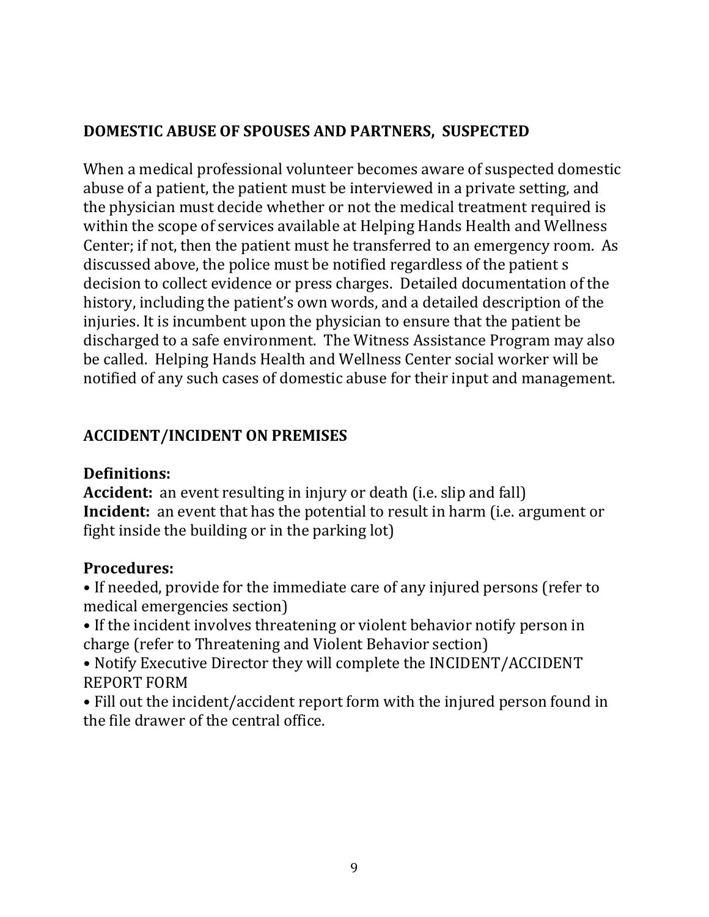## DOMESTIC ABUSE OF SPOUSES AND PARTNERS, SUSPECTED

When a medical professional volunteer becomes aware of suspected domestic abuse of a patient, the patient must be interviewed in a private setting, and the physician must decide whether or not the medical treatment required is within the scope of services available at Helping Hands Health and Wellness Center; if not, then the patient must he transferred to an emergency room. As discussed above, the police must be notified regardless of the patient s decision to collect evidence or press charges. Detailed documentation of the history, including the patient's own words, and a detailed description of the injuries. It is incumbent upon the physician to ensure that the patient be discharged to a safe environment. The Witness Assistance Program may also be called. Helping Hands Health and Wellness Center social worker will be notified of any such cases of domestic abuse for their input and management.

## ACCIDENT/INCIDENT ON PREMISES

### Definitions:

**Accident:** an event resulting in injury or death (i.e. slip and fall)
**Incident:** an event that has the potential to result in harm (i.e. argument or fight inside the building or in the parking lot)

### Procedures:

- If needed, provide for the immediate care of any injured persons (refer to medical emergencies section)
- If the incident involves threatening or violent behavior notify person in charge (refer to Threatening and Violent Behavior section)
- Notify Executive Director they will complete the INCIDENT/ACCIDENT REPORT FORM
- Fill out the incident/accident report form with the injured person found in the file drawer of the central office.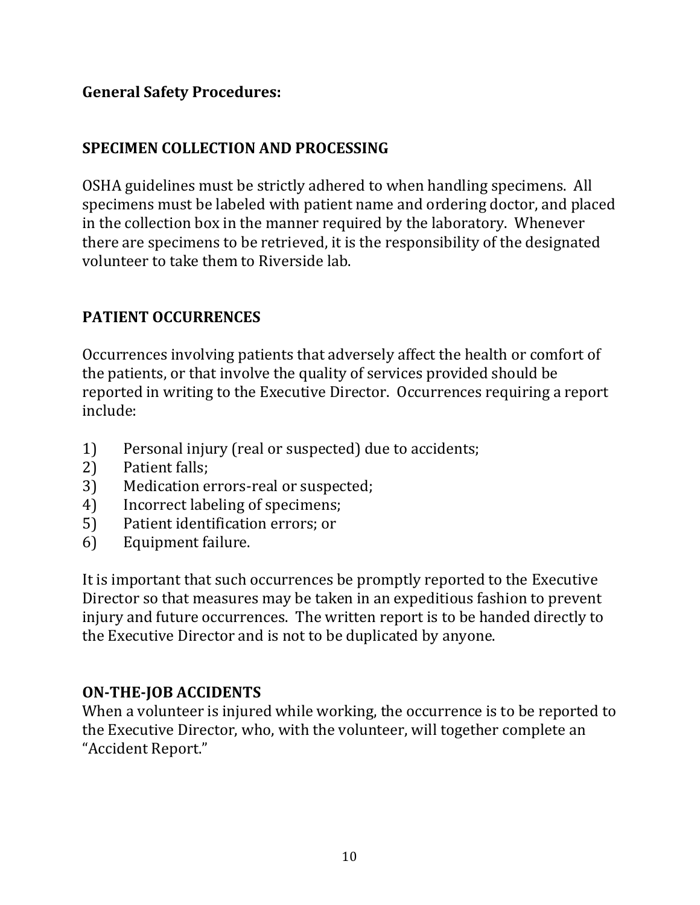**General Safety Procedures:**

## SPECIMEN COLLECTION AND PROCESSING

OSHA guidelines must be strictly adhered to when handling specimens. All specimens must be labeled with patient name and ordering doctor, and placed in the collection box in the manner required by the laboratory. Whenever there are specimens to be retrieved, it is the responsibility of the designated volunteer to take them to Riverside lab.

## PATIENT OCCURRENCES

Occurrences involving patients that adversely affect the health or comfort of the patients, or that involve the quality of services provided should be reported in writing to the Executive Director. Occurrences requiring a report include:

1) Personal injury (real or suspected) due to accidents;
2) Patient falls;
3) Medication errors-real or suspected;
4) Incorrect labeling of specimens;
5) Patient identification errors; or
6) Equipment failure.

It is important that such occurrences be promptly reported to the Executive Director so that measures may be taken in an expeditious fashion to prevent injury and future occurrences. The written report is to be handed directly to the Executive Director and is not to be duplicated by anyone.

## ON-THE-JOB ACCIDENTS

When a volunteer is injured while working, the occurrence is to be reported to the Executive Director, who, with the volunteer, will together complete an "Accident Report."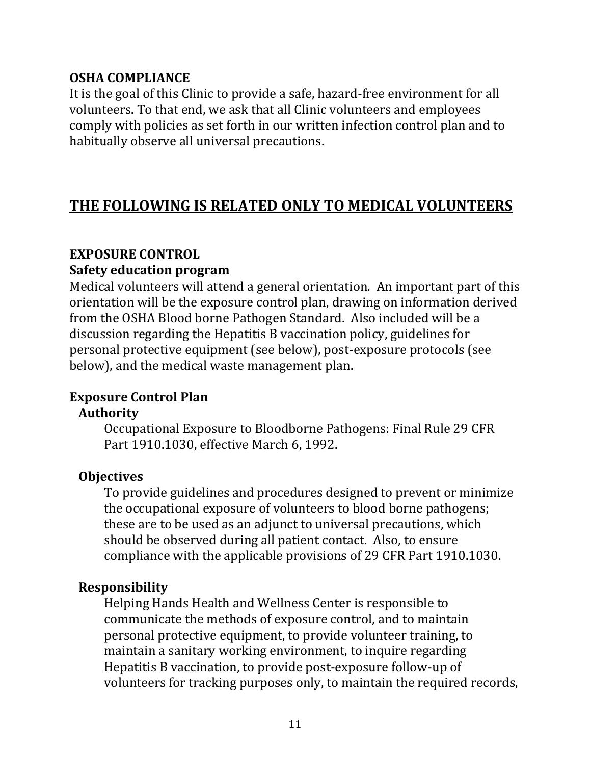**OSHA COMPLIANCE**

It is the goal of this Clinic to provide a safe, hazard-free environment for all volunteers. To that end, we ask that all Clinic volunteers and employees comply with policies as set forth in our written infection control plan and to habitually observe all universal precautions.

## THE FOLLOWING IS RELATED ONLY TO MEDICAL VOLUNTEERS

### EXPOSURE CONTROL

**Safety education program**

Medical volunteers will attend a general orientation. An important part of this orientation will be the exposure control plan, drawing on information derived from the OSHA Blood borne Pathogen Standard. Also included will be a discussion regarding the Hepatitis B vaccination policy, guidelines for personal protective equipment (see below), post-exposure protocols (see below), and the medical waste management plan.

**Exposure Control Plan**

**Authority**

Occupational Exposure to Bloodborne Pathogens: Final Rule 29 CFR Part 1910.1030, effective March 6, 1992.

**Objectives**

To provide guidelines and procedures designed to prevent or minimize the occupational exposure of volunteers to blood borne pathogens; these are to be used as an adjunct to universal precautions, which should be observed during all patient contact. Also, to ensure compliance with the applicable provisions of 29 CFR Part 1910.1030.

**Responsibility**

Helping Hands Health and Wellness Center is responsible to communicate the methods of exposure control, and to maintain personal protective equipment, to provide volunteer training, to maintain a sanitary working environment, to inquire regarding Hepatitis B vaccination, to provide post-exposure follow-up of volunteers for tracking purposes only, to maintain the required records,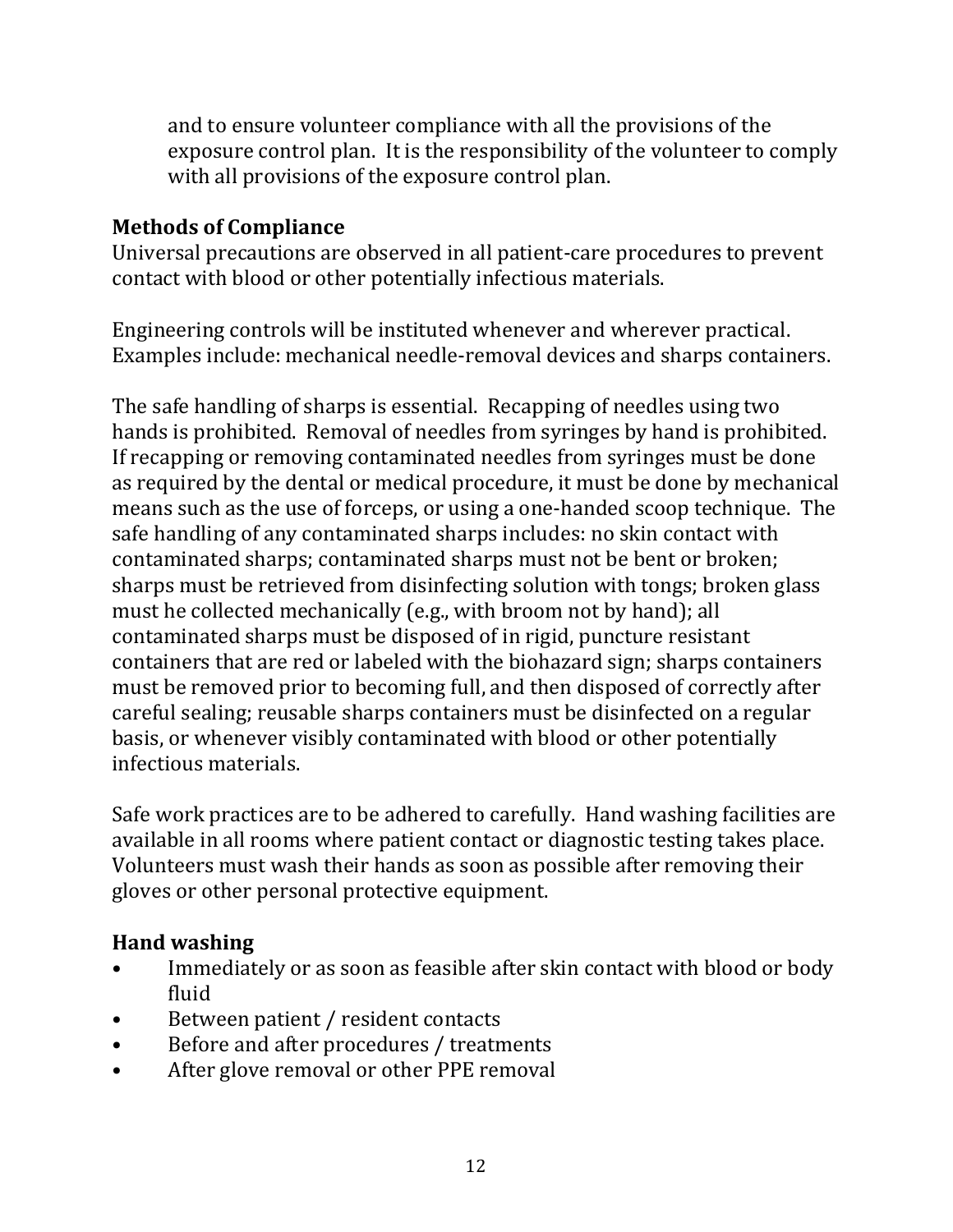and to ensure volunteer compliance with all the provisions of the exposure control plan. It is the responsibility of the volunteer to comply with all provisions of the exposure control plan.

**Methods of Compliance**

Universal precautions are observed in all patient-care procedures to prevent contact with blood or other potentially infectious materials.

Engineering controls will be instituted whenever and wherever practical. Examples include: mechanical needle-removal devices and sharps containers.

The safe handling of sharps is essential. Recapping of needles using two hands is prohibited. Removal of needles from syringes by hand is prohibited. If recapping or removing contaminated needles from syringes must be done as required by the dental or medical procedure, it must be done by mechanical means such as the use of forceps, or using a one-handed scoop technique. The safe handling of any contaminated sharps includes: no skin contact with contaminated sharps; contaminated sharps must not be bent or broken; sharps must be retrieved from disinfecting solution with tongs; broken glass must he collected mechanically (e.g., with broom not by hand); all contaminated sharps must be disposed of in rigid, puncture resistant containers that are red or labeled with the biohazard sign; sharps containers must be removed prior to becoming full, and then disposed of correctly after careful sealing; reusable sharps containers must be disinfected on a regular basis, or whenever visibly contaminated with blood or other potentially infectious materials.

Safe work practices are to be adhered to carefully. Hand washing facilities are available in all rooms where patient contact or diagnostic testing takes place. Volunteers must wash their hands as soon as possible after removing their gloves or other personal protective equipment.

**Hand washing**

- Immediately or as soon as feasible after skin contact with blood or body fluid
- Between patient / resident contacts
- Before and after procedures / treatments
- After glove removal or other PPE removal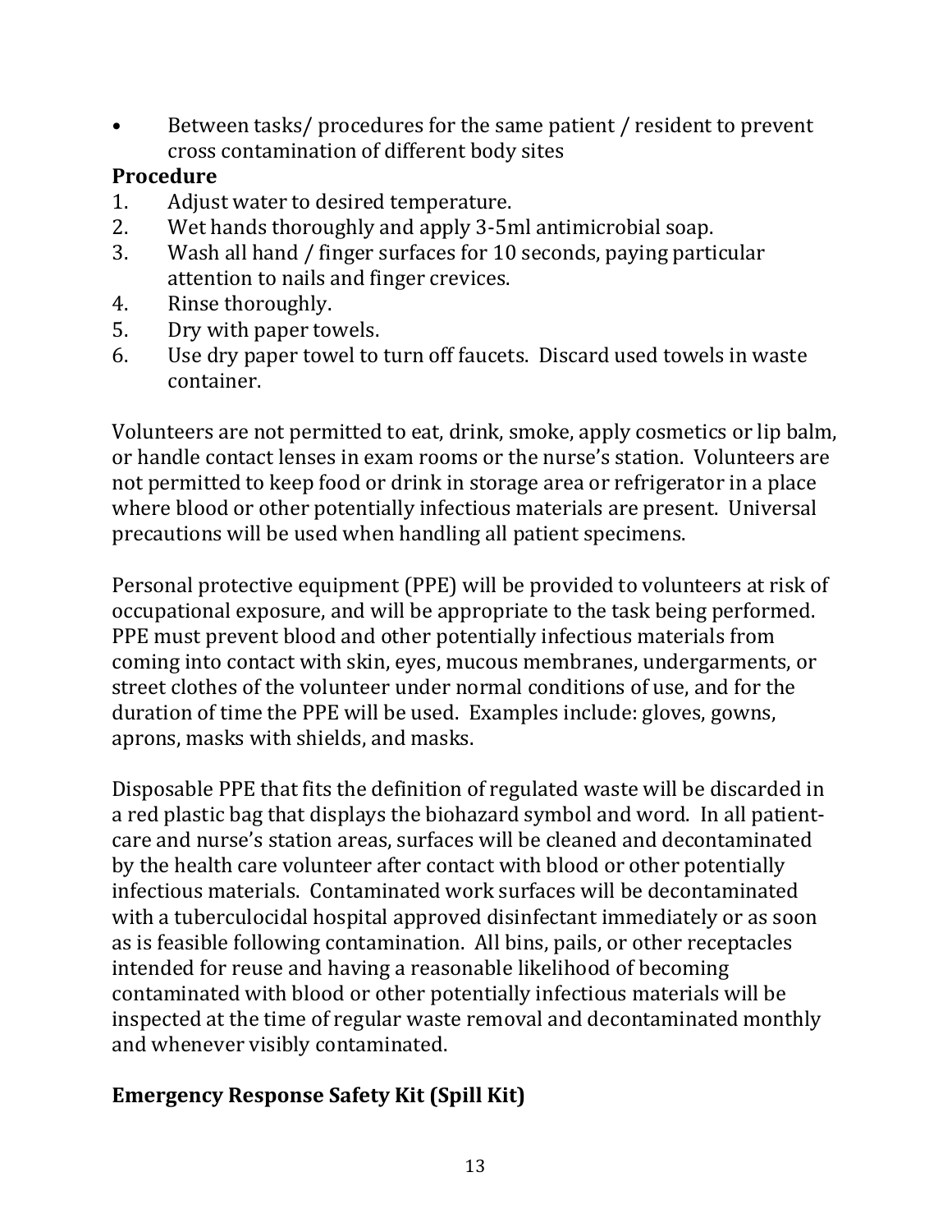- Between tasks/ procedures for the same patient / resident to prevent cross contamination of different body sites

**Procedure**

1. Adjust water to desired temperature.
2. Wet hands thoroughly and apply 3-5ml antimicrobial soap.
3. Wash all hand / finger surfaces for 10 seconds, paying particular attention to nails and finger crevices.
4. Rinse thoroughly.
5. Dry with paper towels.
6. Use dry paper towel to turn off faucets. Discard used towels in waste container.

Volunteers are not permitted to eat, drink, smoke, apply cosmetics or lip balm, or handle contact lenses in exam rooms or the nurse's station. Volunteers are not permitted to keep food or drink in storage area or refrigerator in a place where blood or other potentially infectious materials are present. Universal precautions will be used when handling all patient specimens.

Personal protective equipment (PPE) will be provided to volunteers at risk of occupational exposure, and will be appropriate to the task being performed. PPE must prevent blood and other potentially infectious materials from coming into contact with skin, eyes, mucous membranes, undergarments, or street clothes of the volunteer under normal conditions of use, and for the duration of time the PPE will be used. Examples include: gloves, gowns, aprons, masks with shields, and masks.

Disposable PPE that fits the definition of regulated waste will be discarded in a red plastic bag that displays the biohazard symbol and word. In all patient-care and nurse's station areas, surfaces will be cleaned and decontaminated by the health care volunteer after contact with blood or other potentially infectious materials. Contaminated work surfaces will be decontaminated with a tuberculocidal hospital approved disinfectant immediately or as soon as is feasible following contamination. All bins, pails, or other receptacles intended for reuse and having a reasonable likelihood of becoming contaminated with blood or other potentially infectious materials will be inspected at the time of regular waste removal and decontaminated monthly and whenever visibly contaminated.

## Emergency Response Safety Kit (Spill Kit)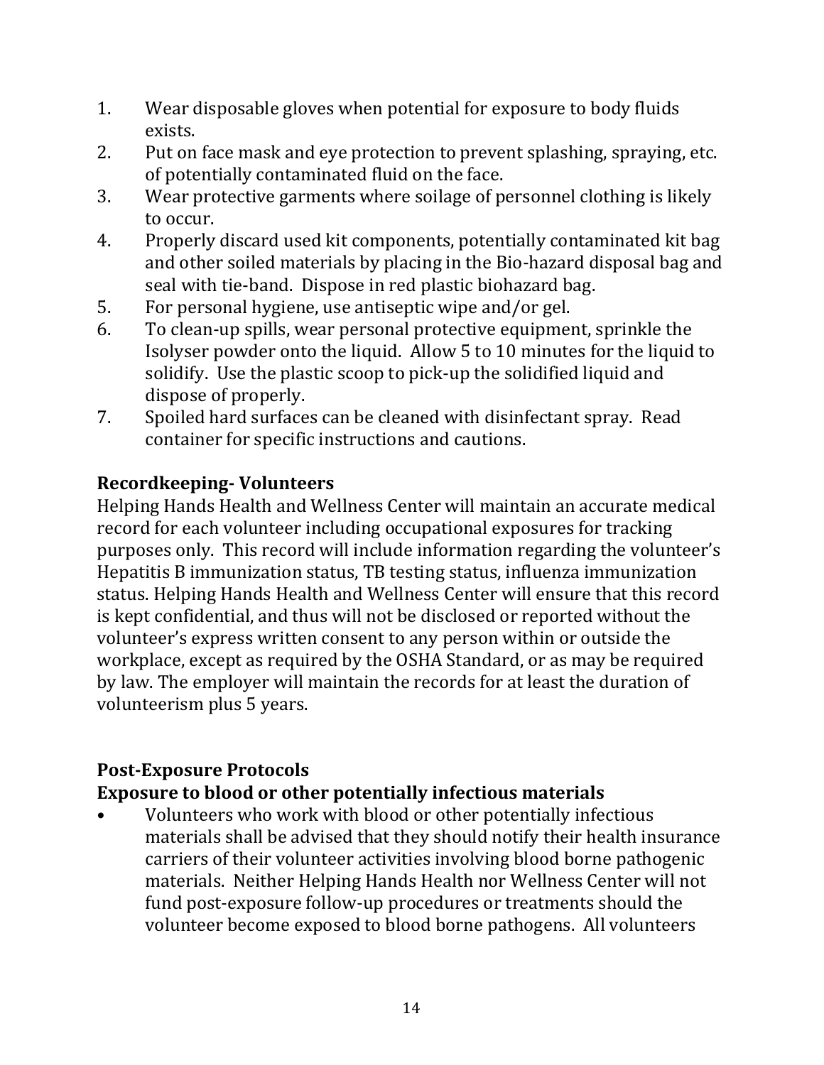1. Wear disposable gloves when potential for exposure to body fluids exists.
2. Put on face mask and eye protection to prevent splashing, spraying, etc. of potentially contaminated fluid on the face.
3. Wear protective garments where soilage of personnel clothing is likely to occur.
4. Properly discard used kit components, potentially contaminated kit bag and other soiled materials by placing in the Bio-hazard disposal bag and seal with tie-band. Dispose in red plastic biohazard bag.
5. For personal hygiene, use antiseptic wipe and/or gel.
6. To clean-up spills, wear personal protective equipment, sprinkle the Isolyser powder onto the liquid. Allow 5 to 10 minutes for the liquid to solidify. Use the plastic scoop to pick-up the solidified liquid and dispose of properly.
7. Spoiled hard surfaces can be cleaned with disinfectant spray. Read container for specific instructions and cautions.

### Recordkeeping- Volunteers

Helping Hands Health and Wellness Center will maintain an accurate medical record for each volunteer including occupational exposures for tracking purposes only. This record will include information regarding the volunteer's Hepatitis B immunization status, TB testing status, influenza immunization status. Helping Hands Health and Wellness Center will ensure that this record is kept confidential, and thus will not be disclosed or reported without the volunteer's express written consent to any person within or outside the workplace, except as required by the OSHA Standard, or as may be required by law. The employer will maintain the records for at least the duration of volunteerism plus 5 years.

### Post-Exposure Protocols

### Exposure to blood or other potentially infectious materials

- Volunteers who work with blood or other potentially infectious materials shall be advised that they should notify their health insurance carriers of their volunteer activities involving blood borne pathogenic materials. Neither Helping Hands Health nor Wellness Center will not fund post-exposure follow-up procedures or treatments should the volunteer become exposed to blood borne pathogens. All volunteers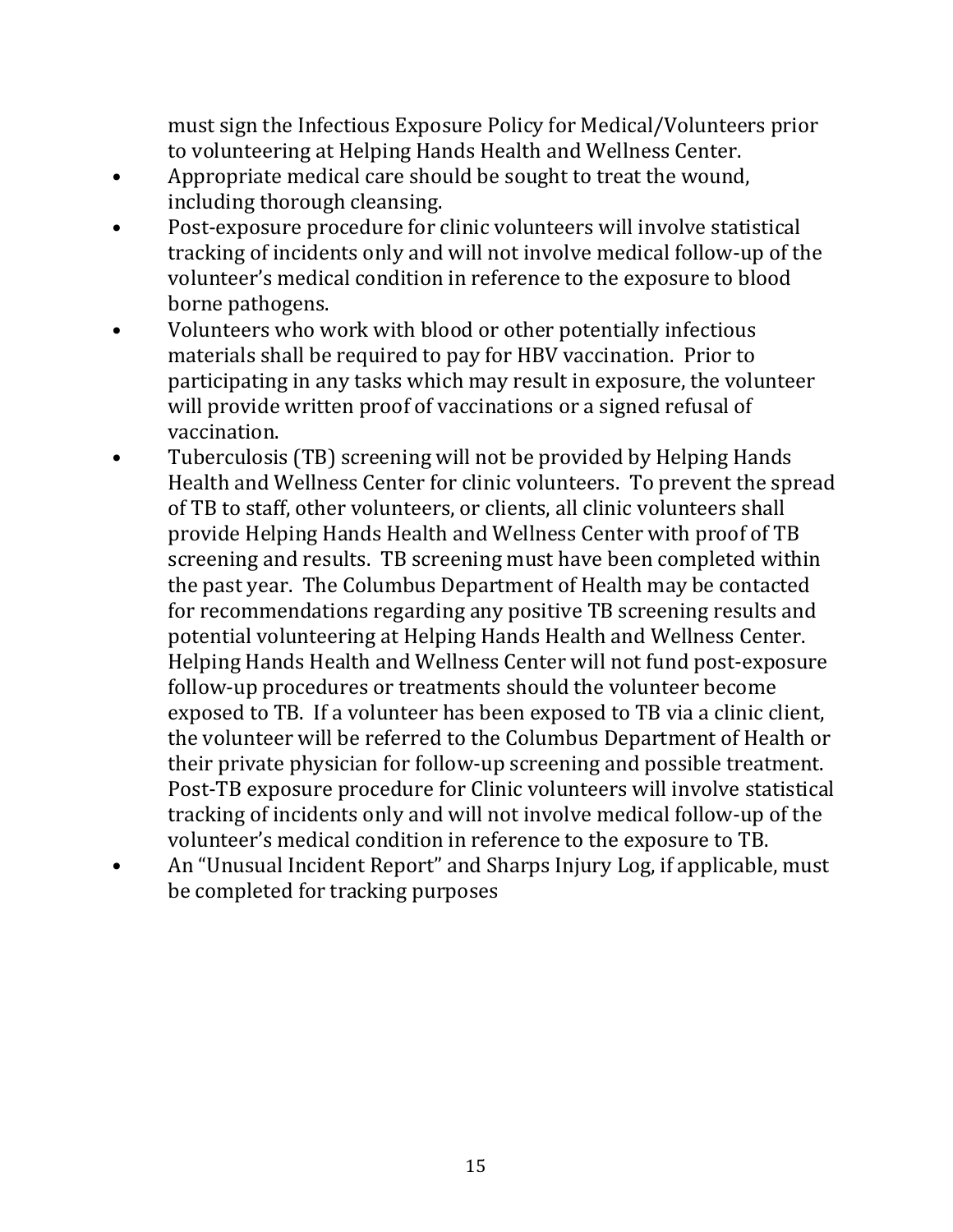must sign the Infectious Exposure Policy for Medical/Volunteers prior to volunteering at Helping Hands Health and Wellness Center.

- Appropriate medical care should be sought to treat the wound, including thorough cleansing.
- Post-exposure procedure for clinic volunteers will involve statistical tracking of incidents only and will not involve medical follow-up of the volunteer's medical condition in reference to the exposure to blood borne pathogens.
- Volunteers who work with blood or other potentially infectious materials shall be required to pay for HBV vaccination. Prior to participating in any tasks which may result in exposure, the volunteer will provide written proof of vaccinations or a signed refusal of vaccination.
- Tuberculosis (TB) screening will not be provided by Helping Hands Health and Wellness Center for clinic volunteers. To prevent the spread of TB to staff, other volunteers, or clients, all clinic volunteers shall provide Helping Hands Health and Wellness Center with proof of TB screening and results. TB screening must have been completed within the past year. The Columbus Department of Health may be contacted for recommendations regarding any positive TB screening results and potential volunteering at Helping Hands Health and Wellness Center. Helping Hands Health and Wellness Center will not fund post-exposure follow-up procedures or treatments should the volunteer become exposed to TB. If a volunteer has been exposed to TB via a clinic client, the volunteer will be referred to the Columbus Department of Health or their private physician for follow-up screening and possible treatment. Post-TB exposure procedure for Clinic volunteers will involve statistical tracking of incidents only and will not involve medical follow-up of the volunteer's medical condition in reference to the exposure to TB.
- An "Unusual Incident Report" and Sharps Injury Log, if applicable, must be completed for tracking purposes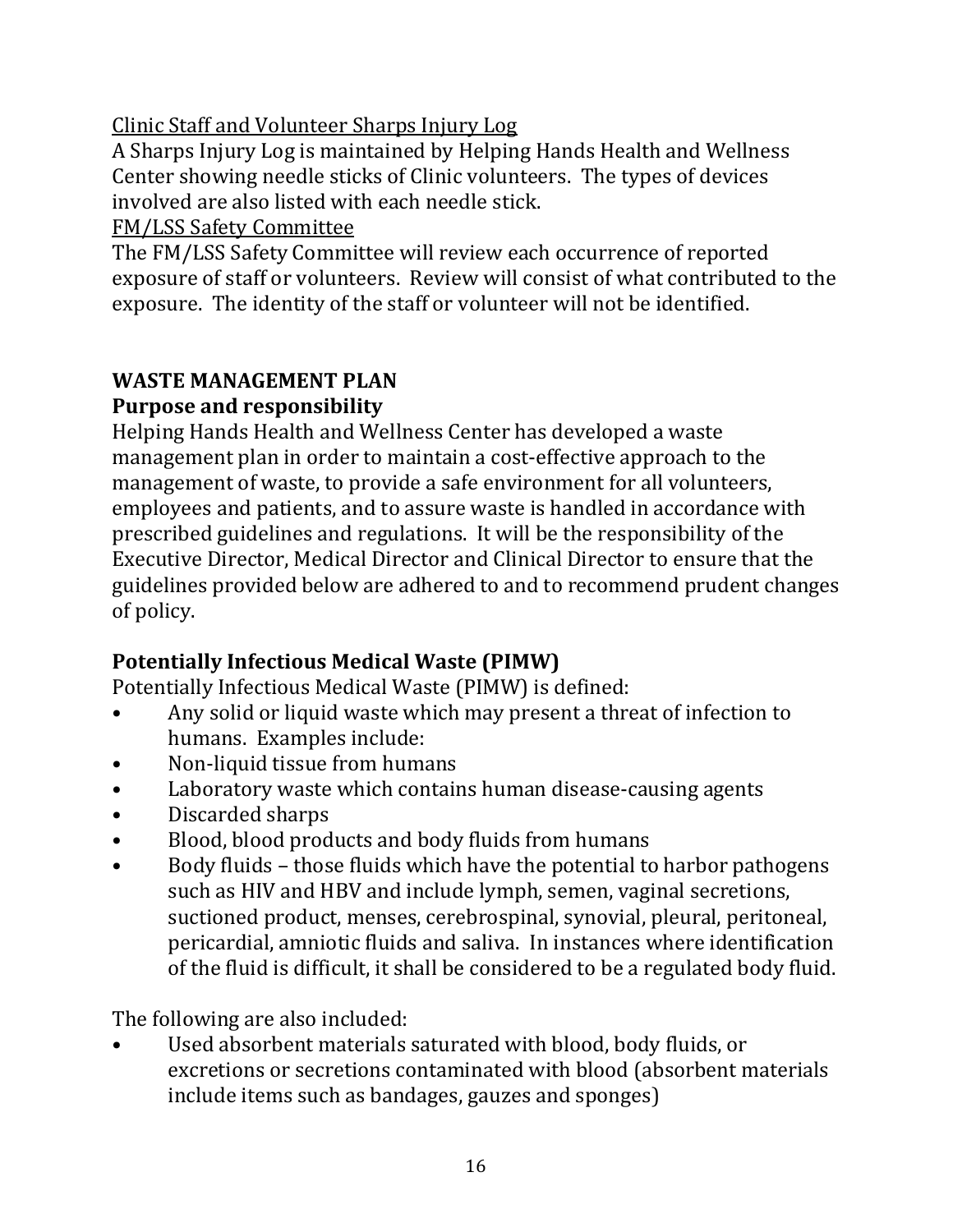Clinic Staff and Volunteer Sharps Injury Log

A Sharps Injury Log is maintained by Helping Hands Health and Wellness Center showing needle sticks of Clinic volunteers. The types of devices involved are also listed with each needle stick.

FM/LSS Safety Committee

The FM/LSS Safety Committee will review each occurrence of reported exposure of staff or volunteers. Review will consist of what contributed to the exposure. The identity of the staff or volunteer will not be identified.

## WASTE MANAGEMENT PLAN

### Purpose and responsibility

Helping Hands Health and Wellness Center has developed a waste management plan in order to maintain a cost-effective approach to the management of waste, to provide a safe environment for all volunteers, employees and patients, and to assure waste is handled in accordance with prescribed guidelines and regulations. It will be the responsibility of the Executive Director, Medical Director and Clinical Director to ensure that the guidelines provided below are adhered to and to recommend prudent changes of policy.

### Potentially Infectious Medical Waste (PIMW)

Potentially Infectious Medical Waste (PIMW) is defined:

- Any solid or liquid waste which may present a threat of infection to humans. Examples include:
- Non-liquid tissue from humans
- Laboratory waste which contains human disease-causing agents
- Discarded sharps
- Blood, blood products and body fluids from humans
- Body fluids – those fluids which have the potential to harbor pathogens such as HIV and HBV and include lymph, semen, vaginal secretions, suctioned product, menses, cerebrospinal, synovial, pleural, peritoneal, pericardial, amniotic fluids and saliva. In instances where identification of the fluid is difficult, it shall be considered to be a regulated body fluid.

The following are also included:

- Used absorbent materials saturated with blood, body fluids, or excretions or secretions contaminated with blood (absorbent materials include items such as bandages, gauzes and sponges)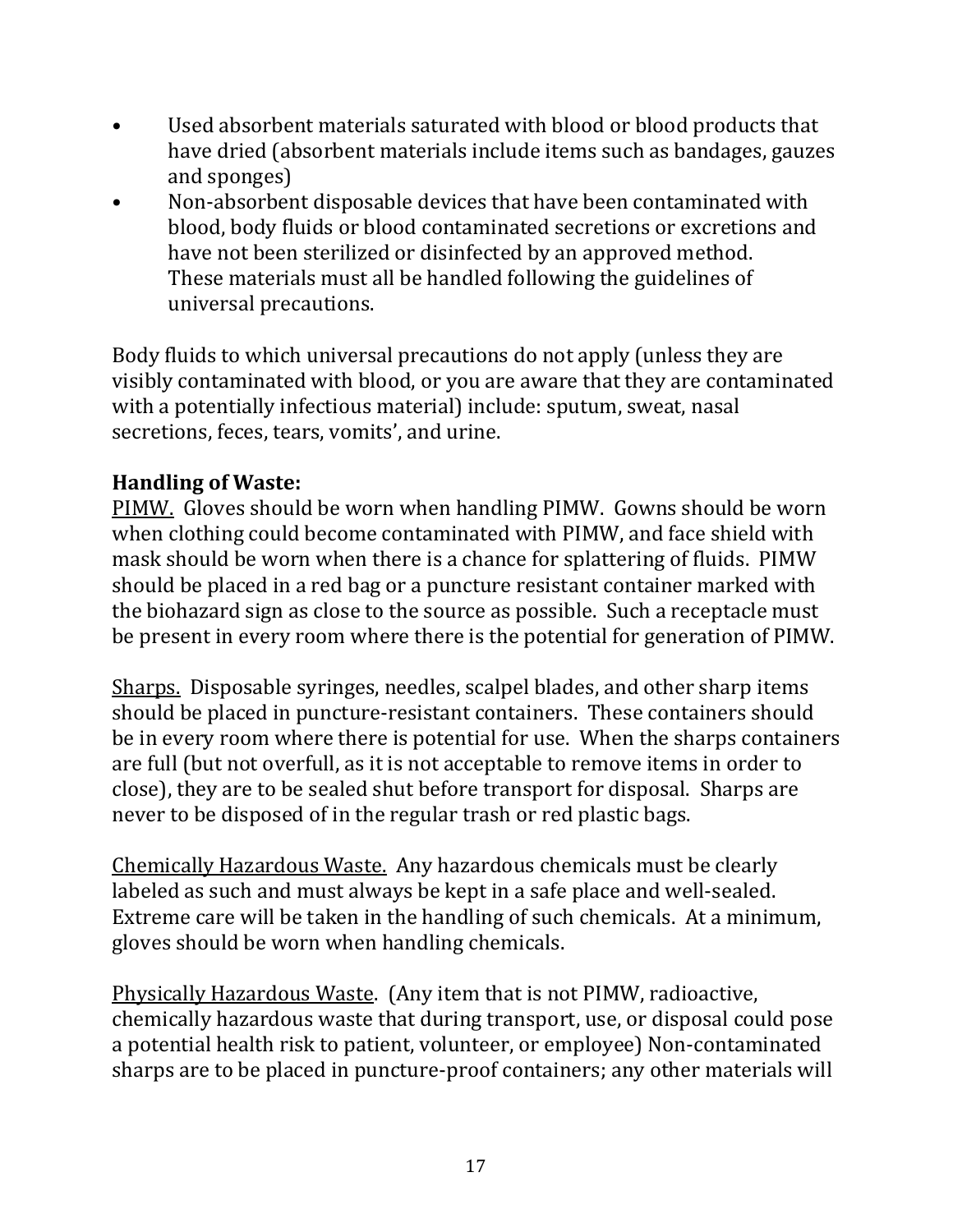- Used absorbent materials saturated with blood or blood products that have dried (absorbent materials include items such as bandages, gauzes and sponges)
- Non-absorbent disposable devices that have been contaminated with blood, body fluids or blood contaminated secretions or excretions and have not been sterilized or disinfected by an approved method. These materials must all be handled following the guidelines of universal precautions.

Body fluids to which universal precautions do not apply (unless they are visibly contaminated with blood, or you are aware that they are contaminated with a potentially infectious material) include: sputum, sweat, nasal secretions, feces, tears, vomits', and urine.

**Handling of Waste:**

PIMW. Gloves should be worn when handling PIMW. Gowns should be worn when clothing could become contaminated with PIMW, and face shield with mask should be worn when there is a chance for splattering of fluids. PIMW should be placed in a red bag or a puncture resistant container marked with the biohazard sign as close to the source as possible. Such a receptacle must be present in every room where there is the potential for generation of PIMW.

Sharps. Disposable syringes, needles, scalpel blades, and other sharp items should be placed in puncture-resistant containers. These containers should be in every room where there is potential for use. When the sharps containers are full (but not overfull, as it is not acceptable to remove items in order to close), they are to be sealed shut before transport for disposal. Sharps are never to be disposed of in the regular trash or red plastic bags.

Chemically Hazardous Waste. Any hazardous chemicals must be clearly labeled as such and must always be kept in a safe place and well-sealed. Extreme care will be taken in the handling of such chemicals. At a minimum, gloves should be worn when handling chemicals.

Physically Hazardous Waste. (Any item that is not PIMW, radioactive, chemically hazardous waste that during transport, use, or disposal could pose a potential health risk to patient, volunteer, or employee) Non-contaminated sharps are to be placed in puncture-proof containers; any other materials will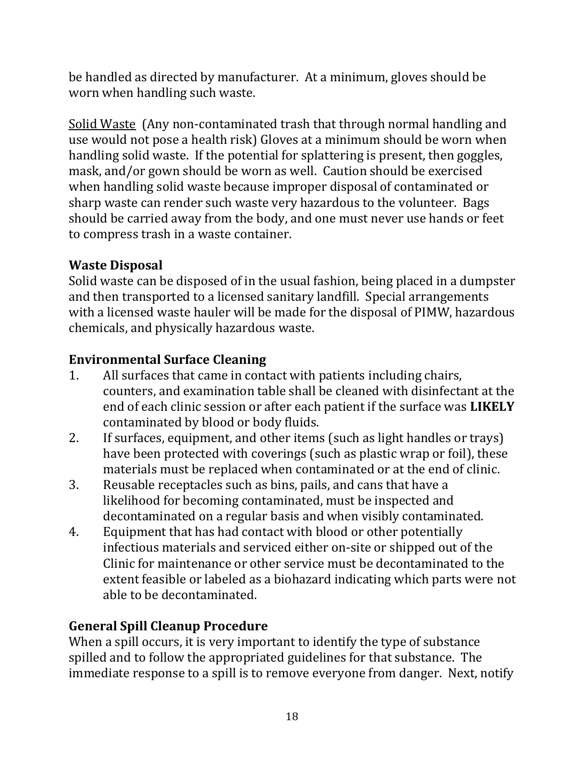be handled as directed by manufacturer. At a minimum, gloves should be worn when handling such waste.

Solid Waste (Any non-contaminated trash that through normal handling and use would not pose a health risk) Gloves at a minimum should be worn when handling solid waste. If the potential for splattering is present, then goggles, mask, and/or gown should be worn as well. Caution should be exercised when handling solid waste because improper disposal of contaminated or sharp waste can render such waste very hazardous to the volunteer. Bags should be carried away from the body, and one must never use hands or feet to compress trash in a waste container.

**Waste Disposal**
Solid waste can be disposed of in the usual fashion, being placed in a dumpster and then transported to a licensed sanitary landfill. Special arrangements with a licensed waste hauler will be made for the disposal of PIMW, hazardous chemicals, and physically hazardous waste.

## Environmental Surface Cleaning

1. All surfaces that came in contact with patients including chairs, counters, and examination table shall be cleaned with disinfectant at the end of each clinic session or after each patient if the surface was **LIKELY** contaminated by blood or body fluids.
2. If surfaces, equipment, and other items (such as light handles or trays) have been protected with coverings (such as plastic wrap or foil), these materials must be replaced when contaminated or at the end of clinic.
3. Reusable receptacles such as bins, pails, and cans that have a likelihood for becoming contaminated, must be inspected and decontaminated on a regular basis and when visibly contaminated.
4. Equipment that has had contact with blood or other potentially infectious materials and serviced either on-site or shipped out of the Clinic for maintenance or other service must be decontaminated to the extent feasible or labeled as a biohazard indicating which parts were not able to be decontaminated.

## General Spill Cleanup Procedure

When a spill occurs, it is very important to identify the type of substance spilled and to follow the appropriated guidelines for that substance. The immediate response to a spill is to remove everyone from danger. Next, notify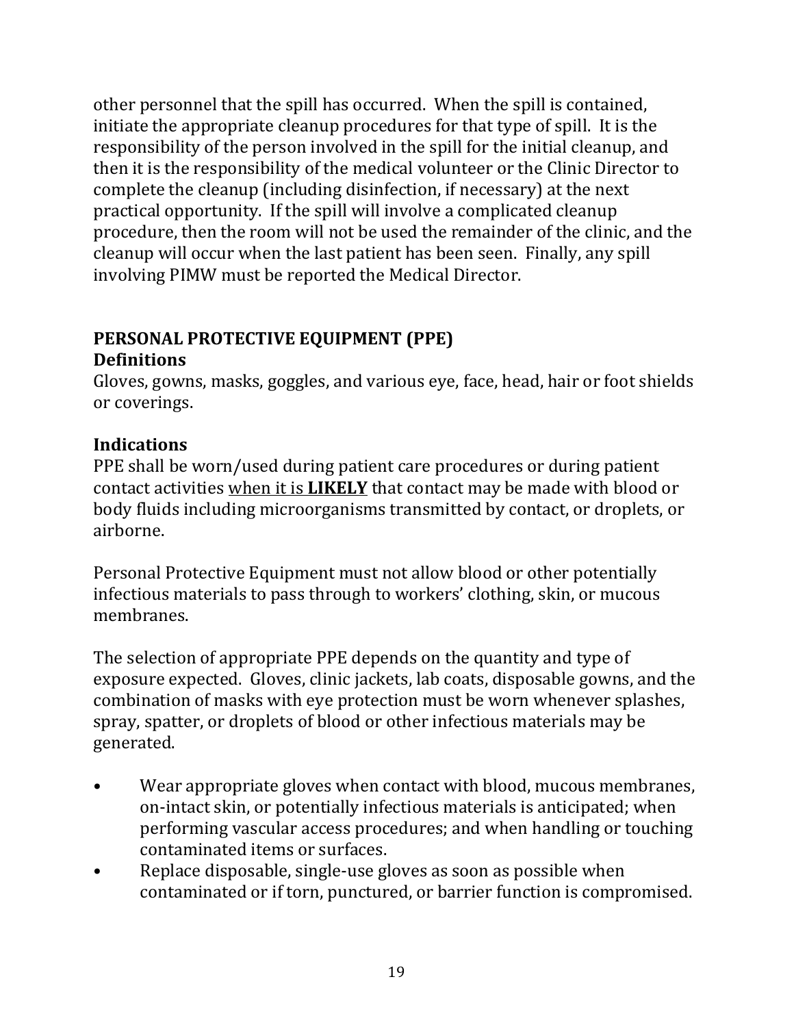other personnel that the spill has occurred. When the spill is contained, initiate the appropriate cleanup procedures for that type of spill. It is the responsibility of the person involved in the spill for the initial cleanup, and then it is the responsibility of the medical volunteer or the Clinic Director to complete the cleanup (including disinfection, if necessary) at the next practical opportunity. If the spill will involve a complicated cleanup procedure, then the room will not be used the remainder of the clinic, and the cleanup will occur when the last patient has been seen. Finally, any spill involving PIMW must be reported the Medical Director.

## PERSONAL PROTECTIVE EQUIPMENT (PPE)

### Definitions

Gloves, gowns, masks, goggles, and various eye, face, head, hair or foot shields or coverings.

### Indications

PPE shall be worn/used during patient care procedures or during patient contact activities <u>when it is **LIKELY**</u> that contact may be made with blood or body fluids including microorganisms transmitted by contact, or droplets, or airborne.

Personal Protective Equipment must not allow blood or other potentially infectious materials to pass through to workers' clothing, skin, or mucous membranes.

The selection of appropriate PPE depends on the quantity and type of exposure expected. Gloves, clinic jackets, lab coats, disposable gowns, and the combination of masks with eye protection must be worn whenever splashes, spray, spatter, or droplets of blood or other infectious materials may be generated.

- Wear appropriate gloves when contact with blood, mucous membranes, on-intact skin, or potentially infectious materials is anticipated; when performing vascular access procedures; and when handling or touching contaminated items or surfaces.
- Replace disposable, single-use gloves as soon as possible when contaminated or if torn, punctured, or barrier function is compromised.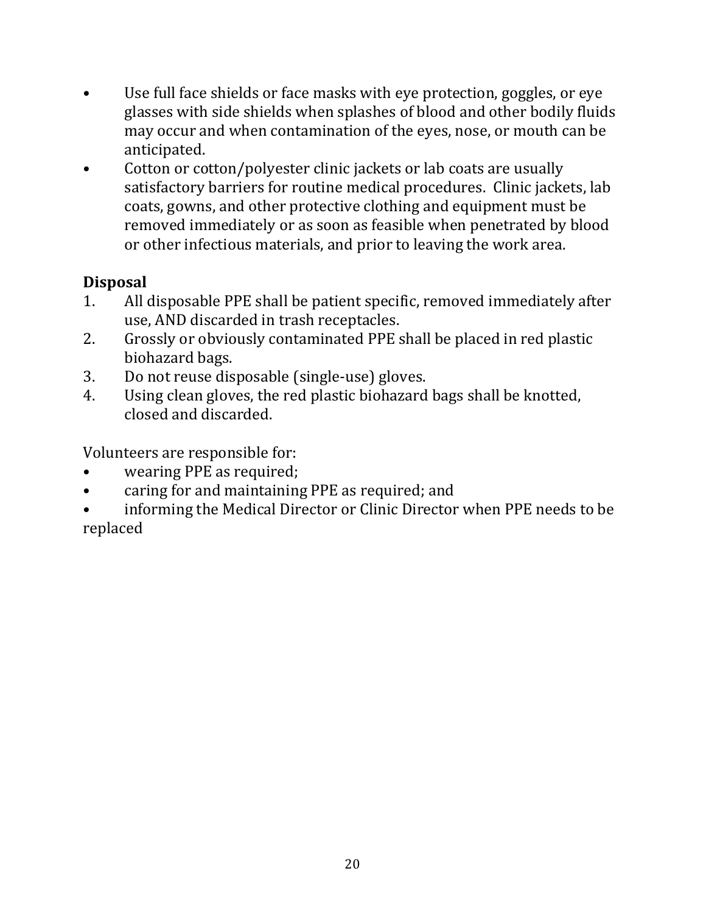- Use full face shields or face masks with eye protection, goggles, or eye glasses with side shields when splashes of blood and other bodily fluids may occur and when contamination of the eyes, nose, or mouth can be anticipated.
- Cotton or cotton/polyester clinic jackets or lab coats are usually satisfactory barriers for routine medical procedures. Clinic jackets, lab coats, gowns, and other protective clothing and equipment must be removed immediately or as soon as feasible when penetrated by blood or other infectious materials, and prior to leaving the work area.

**Disposal**

1. All disposable PPE shall be patient specific, removed immediately after use, AND discarded in trash receptacles.
2. Grossly or obviously contaminated PPE shall be placed in red plastic biohazard bags.
3. Do not reuse disposable (single-use) gloves.
4. Using clean gloves, the red plastic biohazard bags shall be knotted, closed and discarded.

Volunteers are responsible for:

- wearing PPE as required;
- caring for and maintaining PPE as required; and
- informing the Medical Director or Clinic Director when PPE needs to be replaced